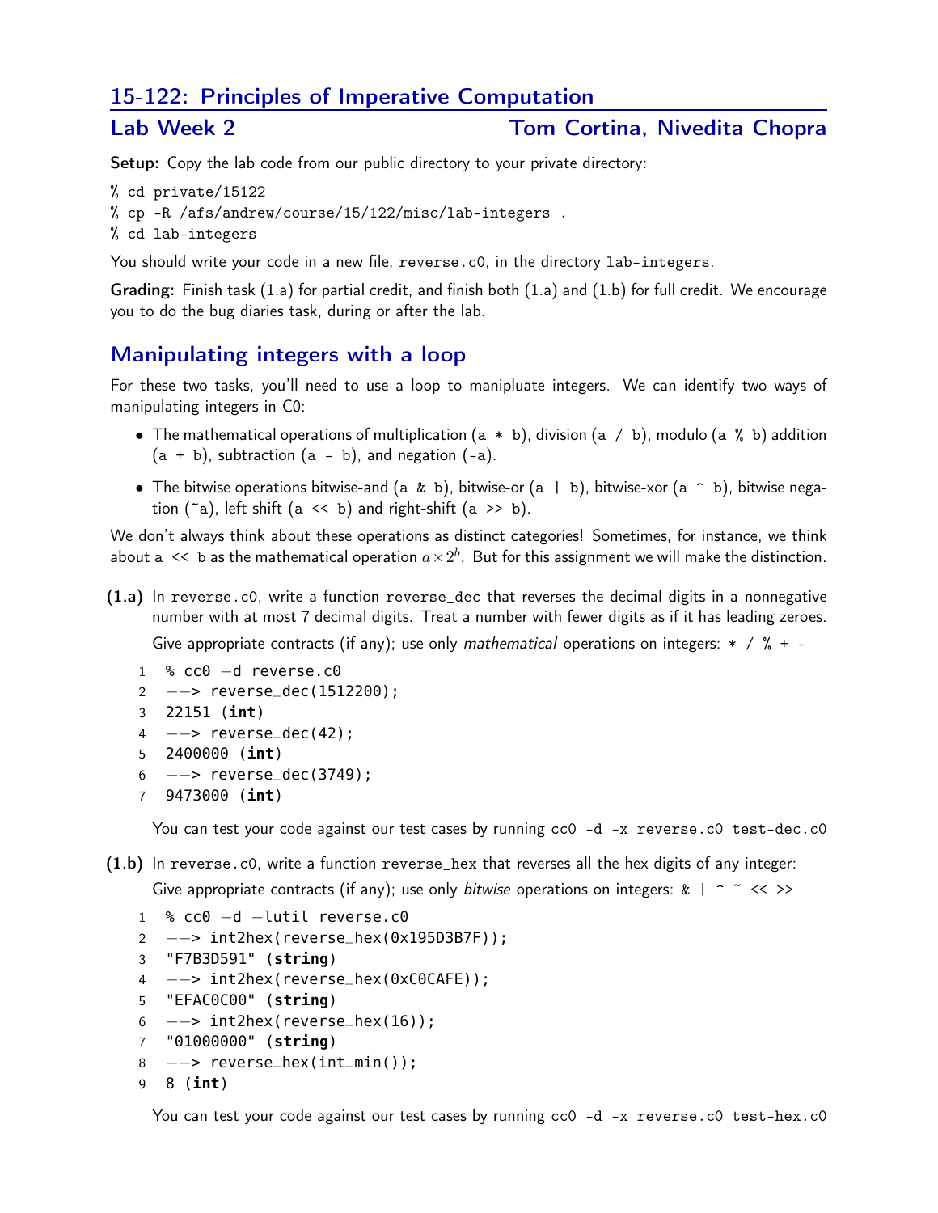# 15-122: Principles of Imperative Computation

## Lab Week 2 — Tom Cortina, Nivedita Chopra

**Setup:** Copy the lab code from our public directory to your private directory:

```
% cd private/15122
% cp -R /afs/andrew/course/15/122/misc/lab-integers .
% cd lab-integers
```

You should write your code in a new file, `reverse.c0`, in the directory `lab-integers`.

**Grading:** Finish task (1.a) for partial credit, and finish both (1.a) and (1.b) for full credit. We encourage you to do the bug diaries task, during or after the lab.

## Manipulating integers with a loop

For these two tasks, you'll need to use a loop to manipluate integers. We can identify two ways of manipulating integers in C0:

- The mathematical operations of multiplication (`a * b`), division (`a / b`), modulo (`a % b`) addition (`a + b`), subtraction (`a - b`), and negation (`-a`).
- The bitwise operations bitwise-and (`a & b`), bitwise-or (`a | b`), bitwise-xor (`a ^ b`), bitwise negation (`~a`), left shift (`a << b`) and right-shift (`a >> b`).

We don't always think about these operations as distinct categories! Sometimes, for instance, we think about `a << b` as the mathematical operation $a \times 2^b$. But for this assignment we will make the distinction.

**(1.a)** In `reverse.c0`, write a function `reverse_dec` that reverses the decimal digits in a nonnegative number with at most 7 decimal digits. Treat a number with fewer digits as if it has leading zeroes.

Give appropriate contracts (if any); use only *mathematical* operations on integers: `* / % + -`

```
1  % cc0 -d reverse.c0
2  --> reverse_dec(1512200);
3  22151 (int)
4  --> reverse_dec(42);
5  2400000 (int)
6  --> reverse_dec(3749);
7  9473000 (int)
```

You can test your code against our test cases by running `cc0 -d -x reverse.c0 test-dec.c0`

**(1.b)** In `reverse.c0`, write a function `reverse_hex` that reverses all the hex digits of any integer:

Give appropriate contracts (if any); use only *bitwise* operations on integers: `& | ^ ~ << >>`

```
1  % cc0 -d -lutil reverse.c0
2  --> int2hex(reverse_hex(0x195D3B7F));
3  "F7B3D591" (string)
4  --> int2hex(reverse_hex(0xC0CAFE));
5  "EFAC0C00" (string)
6  --> int2hex(reverse_hex(16));
7  "01000000" (string)
8  --> reverse_hex(int_min());
9  8 (int)
```

You can test your code against our test cases by running `cc0 -d -x reverse.c0 test-hex.c0`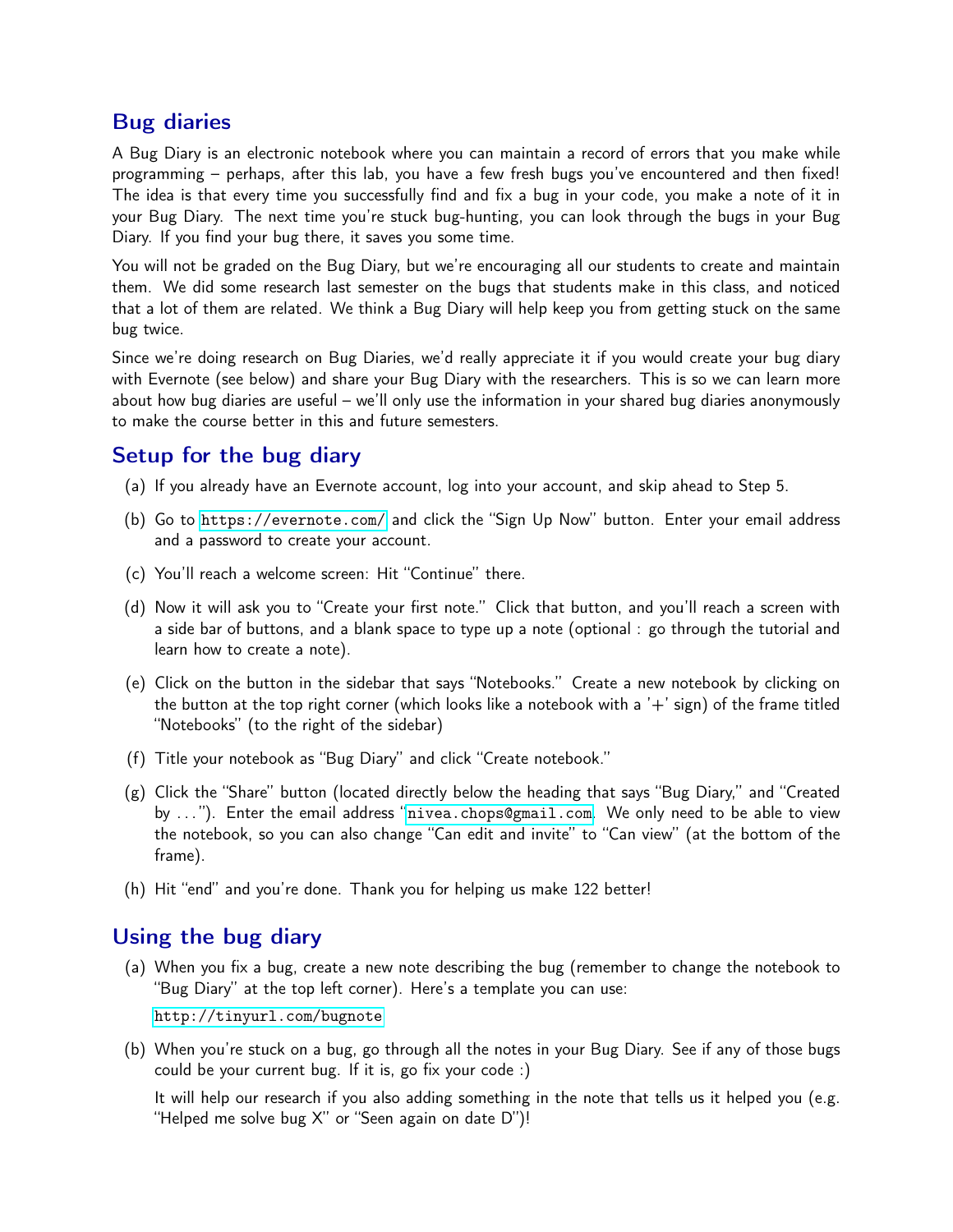## Bug diaries

A Bug Diary is an electronic notebook where you can maintain a record of errors that you make while programming – perhaps, after this lab, you have a few fresh bugs you've encountered and then fixed! The idea is that every time you successfully find and fix a bug in your code, you make a note of it in your Bug Diary. The next time you're stuck bug-hunting, you can look through the bugs in your Bug Diary. If you find your bug there, it saves you some time.

You will not be graded on the Bug Diary, but we're encouraging all our students to create and maintain them. We did some research last semester on the bugs that students make in this class, and noticed that a lot of them are related. We think a Bug Diary will help keep you from getting stuck on the same bug twice.

Since we're doing research on Bug Diaries, we'd really appreciate it if you would create your bug diary with Evernote (see below) and share your Bug Diary with the researchers. This is so we can learn more about how bug diaries are useful – we'll only use the information in your shared bug diaries anonymously to make the course better in this and future semesters.

## Setup for the bug diary

(a) If you already have an Evernote account, log into your account, and skip ahead to Step 5.

(b) Go to `https://evernote.com/` and click the "Sign Up Now" button. Enter your email address and a password to create your account.

(c) You'll reach a welcome screen: Hit "Continue" there.

(d) Now it will ask you to "Create your first note." Click that button, and you'll reach a screen with a side bar of buttons, and a blank space to type up a note (optional : go through the tutorial and learn how to create a note).

(e) Click on the button in the sidebar that says "Notebooks." Create a new notebook by clicking on the button at the top right corner (which looks like a notebook with a '+' sign) of the frame titled "Notebooks" (to the right of the sidebar)

(f) Title your notebook as "Bug Diary" and click "Create notebook."

(g) Click the "Share" button (located directly below the heading that says "Bug Diary," and "Created by ..."). Enter the email address "`nivea.chops@gmail.com`. We only need to be able to view the notebook, so you can also change "Can edit and invite" to "Can view" (at the bottom of the frame).

(h) Hit "end" and you're done. Thank you for helping us make 122 better!

## Using the bug diary

(a) When you fix a bug, create a new note describing the bug (remember to change the notebook to "Bug Diary" at the top left corner). Here's a template you can use:

`http://tinyurl.com/bugnote`

(b) When you're stuck on a bug, go through all the notes in your Bug Diary. See if any of those bugs could be your current bug. If it is, go fix your code :)

It will help our research if you also adding something in the note that tells us it helped you (e.g. "Helped me solve bug X" or "Seen again on date D")!